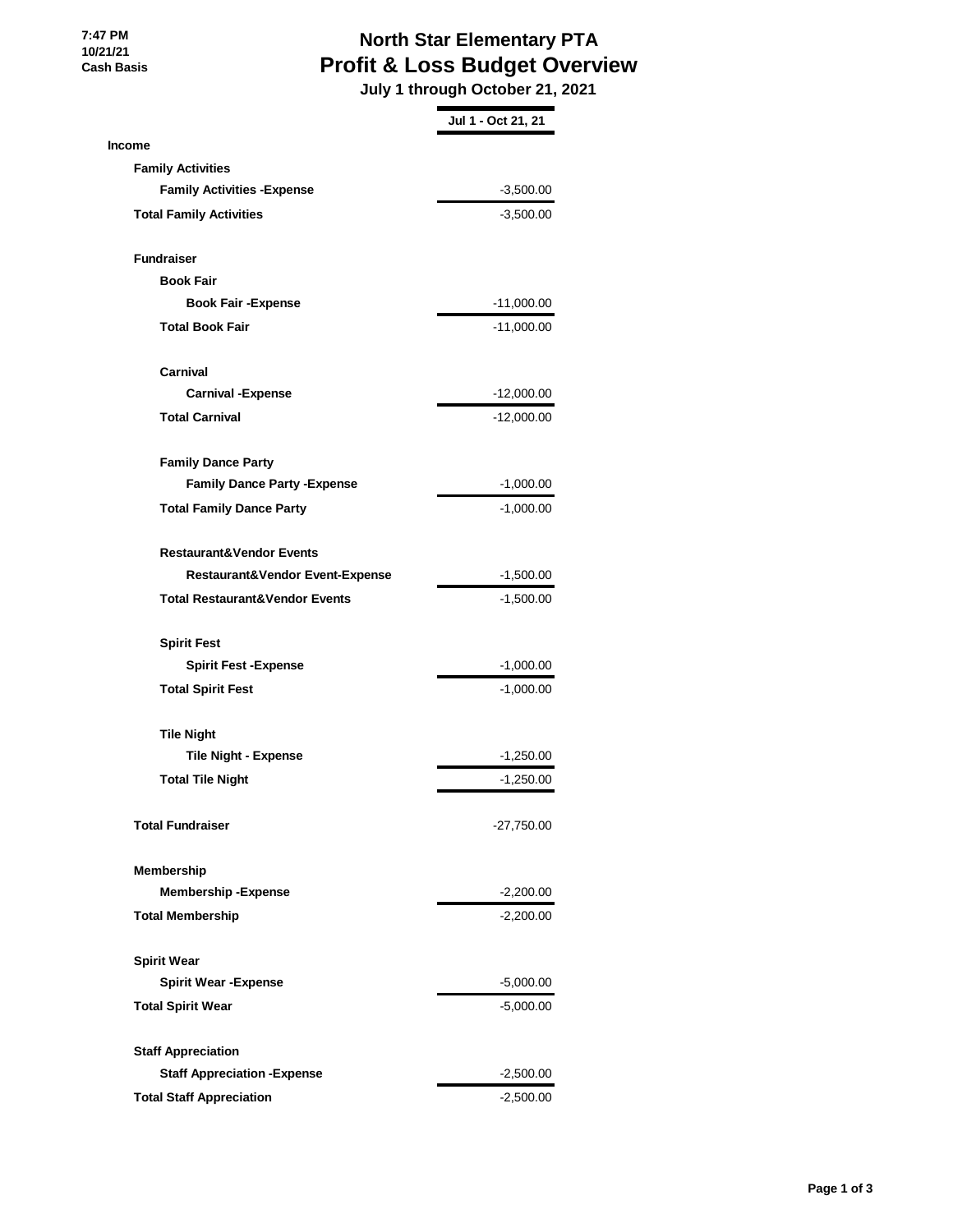7:47 PM
10/21/21
Cash Basis

# North Star Elementary PTA
## Profit & Loss Budget Overview
### July 1 through October 21, 2021

| | Jul 1 - Oct 21, 21 |
|---|---|
| **Income** | |
| **Family Activities** | |
| **Family Activities -Expense** | -3,500.00 |
| **Total Family Activities** | -3,500.00 |
| | |
| **Fundraiser** | |
| **Book Fair** | |
| **Book Fair -Expense** | -11,000.00 |
| **Total Book Fair** | -11,000.00 |
| | |
| **Carnival** | |
| **Carnival -Expense** | -12,000.00 |
| **Total Carnival** | -12,000.00 |
| | |
| **Family Dance Party** | |
| **Family Dance Party -Expense** | -1,000.00 |
| **Total Family Dance Party** | -1,000.00 |
| | |
| **Restaurant&Vendor Events** | |
| **Restaurant&Vendor Event-Expense** | -1,500.00 |
| **Total Restaurant&Vendor Events** | -1,500.00 |
| | |
| **Spirit Fest** | |
| **Spirit Fest -Expense** | -1,000.00 |
| **Total Spirit Fest** | -1,000.00 |
| | |
| **Tile Night** | |
| **Tile Night - Expense** | -1,250.00 |
| **Total Tile Night** | -1,250.00 |
| | |
| **Total Fundraiser** | -27,750.00 |
| | |
| **Membership** | |
| **Membership -Expense** | -2,200.00 |
| **Total Membership** | -2,200.00 |
| | |
| **Spirit Wear** | |
| **Spirit Wear -Expense** | -5,000.00 |
| **Total Spirit Wear** | -5,000.00 |
| | |
| **Staff Appreciation** | |
| **Staff Appreciation -Expense** | -2,500.00 |
| **Total Staff Appreciation** | -2,500.00 |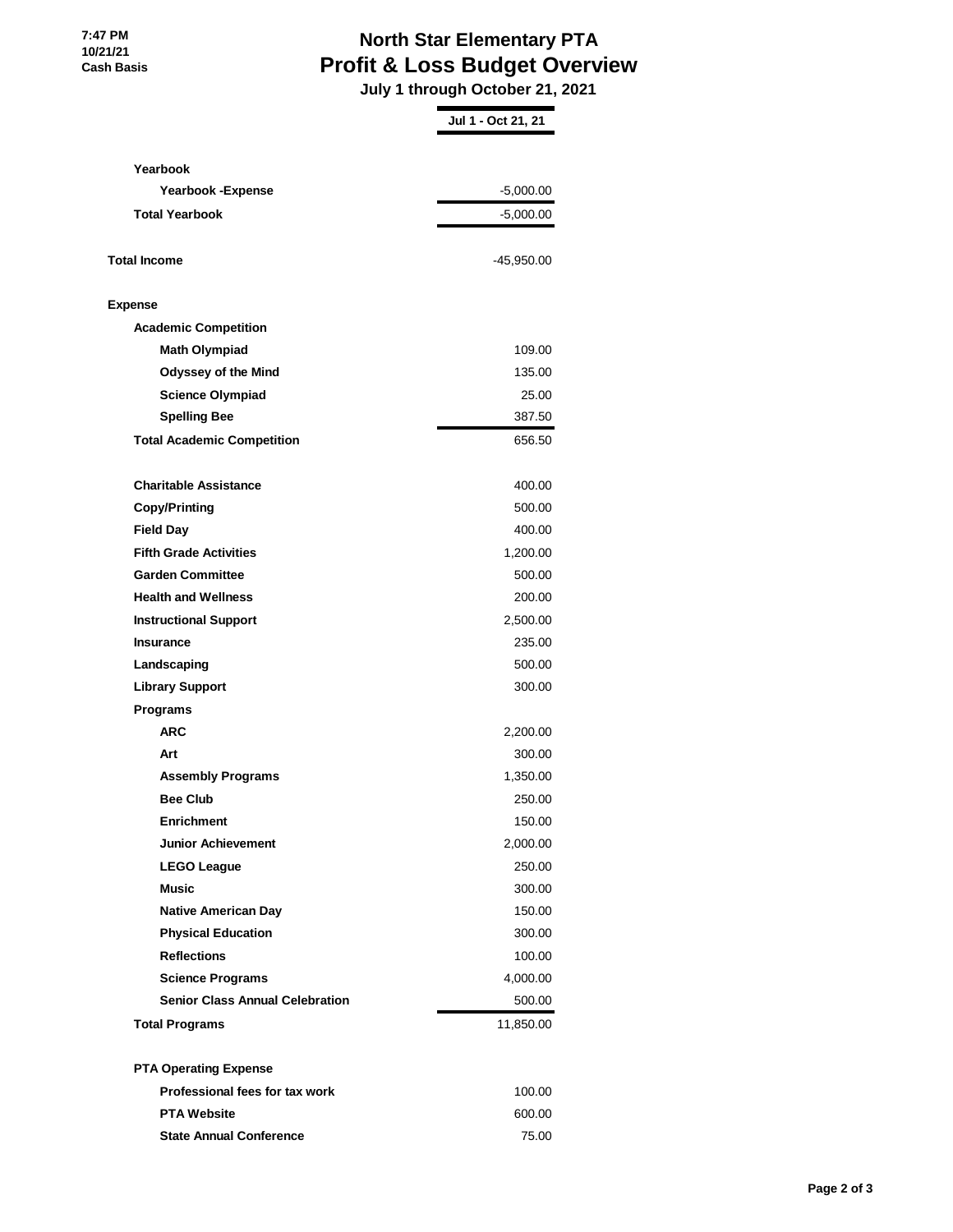# North Star Elementary PTA

## Profit & Loss Budget Overview

**July 1 through October 21, 2021**

7:47 PM
10/21/21
Cash Basis

| | Jul 1 - Oct 21, 21 |
|---|---|
| **Yearbook** | |
| **Yearbook -Expense** | -5,000.00 |
| **Total Yearbook** | -5,000.00 |
| **Total Income** | -45,950.00 |
| **Expense** | |
| **Academic Competition** | |
| **Math Olympiad** | 109.00 |
| **Odyssey of the Mind** | 135.00 |
| **Science Olympiad** | 25.00 |
| **Spelling Bee** | 387.50 |
| **Total Academic Competition** | 656.50 |
| **Charitable Assistance** | 400.00 |
| **Copy/Printing** | 500.00 |
| **Field Day** | 400.00 |
| **Fifth Grade Activities** | 1,200.00 |
| **Garden Committee** | 500.00 |
| **Health and Wellness** | 200.00 |
| **Instructional Support** | 2,500.00 |
| **Insurance** | 235.00 |
| **Landscaping** | 500.00 |
| **Library Support** | 300.00 |
| **Programs** | |
| **ARC** | 2,200.00 |
| **Art** | 300.00 |
| **Assembly Programs** | 1,350.00 |
| **Bee Club** | 250.00 |
| **Enrichment** | 150.00 |
| **Junior Achievement** | 2,000.00 |
| **LEGO League** | 250.00 |
| **Music** | 300.00 |
| **Native American Day** | 150.00 |
| **Physical Education** | 300.00 |
| **Reflections** | 100.00 |
| **Science Programs** | 4,000.00 |
| **Senior Class Annual Celebration** | 500.00 |
| **Total Programs** | 11,850.00 |
| **PTA Operating Expense** | |
| **Professional fees for tax work** | 100.00 |
| **PTA Website** | 600.00 |
| **State Annual Conference** | 75.00 |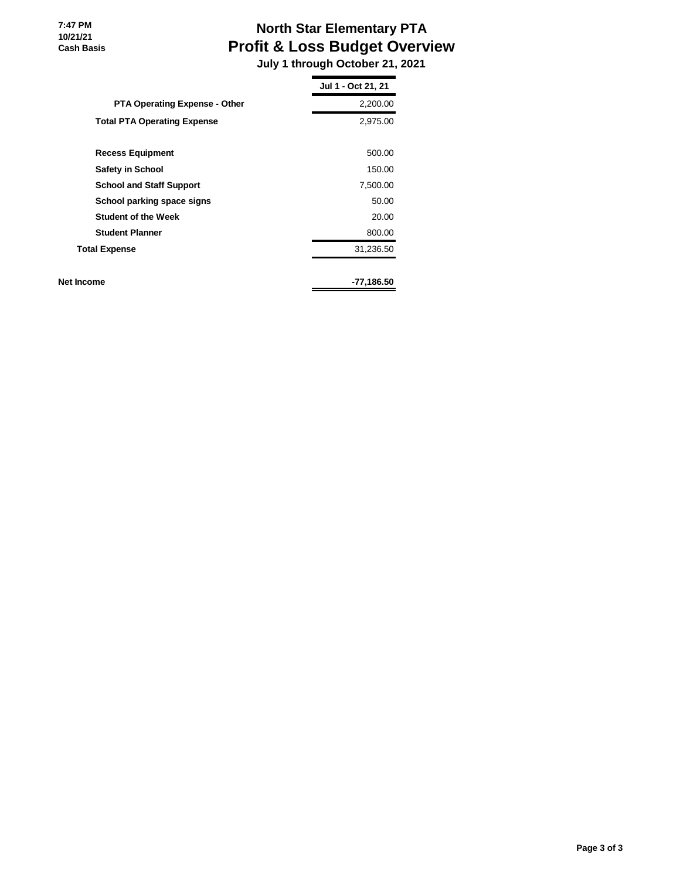# North Star Elementary PTA

## Profit & Loss Budget Overview

### July 1 through October 21, 2021

7:47 PM
10/21/21
Cash Basis

| | Jul 1 - Oct 21, 21 |
|---|---|
| PTA Operating Expense - Other | 2,200.00 |
| Total PTA Operating Expense | 2,975.00 |
| | |
| Recess Equipment | 500.00 |
| Safety in School | 150.00 |
| School and Staff Support | 7,500.00 |
| School parking space signs | 50.00 |
| Student of the Week | 20.00 |
| Student Planner | 800.00 |
| Total Expense | 31,236.50 |
| | |
| Net Income | -77,186.50 |